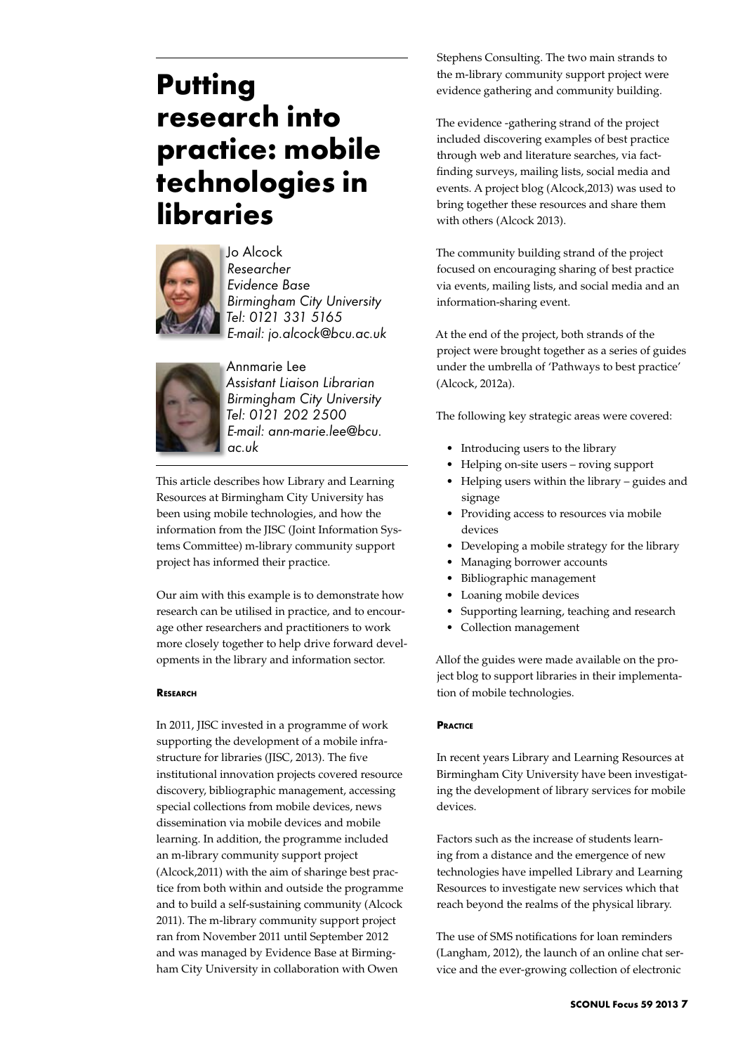# Putting research into practice: mobile technologies in libraries

Jo Alcock
*Researcher*
*Evidence Base*
*Birmingham City University*
*Tel: 0121 331 5165*
*E-mail: jo.alcock@bcu.ac.uk*

Annmarie Lee
*Assistant Liaison Librarian*
*Birmingham City University*
*Tel: 0121 202 2500*
*E-mail: ann-marie.lee@bcu.ac.uk*

This article describes how Library and Learning Resources at Birmingham City University has been using mobile technologies, and how the information from the JISC (Joint Information Systems Committee) m-library community support project has informed their practice.

Our aim with this example is to demonstrate how research can be utilised in practice, and to encourage other researchers and practitioners to work more closely together to help drive forward developments in the library and information sector.

#### Research

In 2011, JISC invested in a programme of work supporting the development of a mobile infrastructure for libraries (JISC, 2013). The five institutional innovation projects covered resource discovery, bibliographic management, accessing special collections from mobile devices, news dissemination via mobile devices and mobile learning. In addition, the programme included an m-library community support project (Alcock,2011) with the aim of sharinge best practice from both within and outside the programme and to build a self-sustaining community (Alcock 2011). The m-library community support project ran from November 2011 until September 2012 and was managed by Evidence Base at Birmingham City University in collaboration with Owen Stephens Consulting. The two main strands to the m-library community support project were evidence gathering and community building.

The evidence -gathering strand of the project included discovering examples of best practice through web and literature searches, via fact-finding surveys, mailing lists, social media and events. A project blog (Alcock,2013) was used to bring together these resources and share them with others (Alcock 2013).

The community building strand of the project focused on encouraging sharing of best practice via events, mailing lists, and social media and an information-sharing event.

At the end of the project, both strands of the project were brought together as a series of guides under the umbrella of 'Pathways to best practice' (Alcock, 2012a).

The following key strategic areas were covered:

- Introducing users to the library
- Helping on-site users – roving support
- Helping users within the library – guides and signage
- Providing access to resources via mobile devices
- Developing a mobile strategy for the library
- Managing borrower accounts
- Bibliographic management
- Loaning mobile devices
- Supporting learning, teaching and research
- Collection management

Allof the guides were made available on the project blog to support libraries in their implementation of mobile technologies.

#### Practice

In recent years Library and Learning Resources at Birmingham City University have been investigating the development of library services for mobile devices.

Factors such as the increase of students learning from a distance and the emergence of new technologies have impelled Library and Learning Resources to investigate new services which that reach beyond the realms of the physical library.

The use of SMS notifications for loan reminders (Langham, 2012), the launch of an online chat service and the ever-growing collection of electronic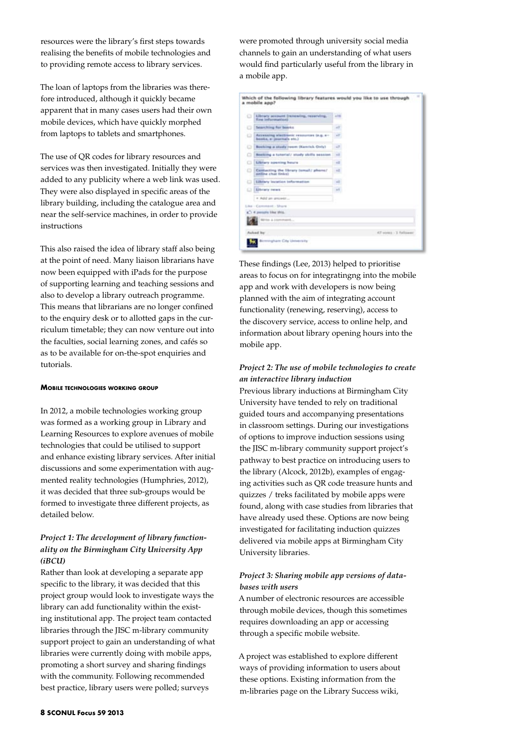resources were the library's first steps towards realising the benefits of mobile technologies and to providing remote access to library services.

The loan of laptops from the libraries was therefore introduced, although it quickly became apparent that in many cases users had their own mobile devices, which have quickly morphed from laptops to tablets and smartphones.

The use of QR codes for library resources and services was then investigated. Initially they were added to any publicity where a web link was used. They were also displayed in specific areas of the library building, including the catalogue area and near the self-service machines, in order to provide instructions

This also raised the idea of library staff also being at the point of need. Many liaison librarians have now been equipped with iPads for the purpose of supporting learning and teaching sessions and also to develop a library outreach programme. This means that librarians are no longer confined to the enquiry desk or to allotted gaps in the curriculum timetable; they can now venture out into the faculties, social learning zones, and cafés so as to be available for on-the-spot enquiries and tutorials.

#### Mobile technologies working group

In 2012, a mobile technologies working group was formed as a working group in Library and Learning Resources to explore avenues of mobile technologies that could be utilised to support and enhance existing library services. After initial discussions and some experimentation with augmented reality technologies (Humphries, 2012), it was decided that three sub-groups would be formed to investigate three different projects, as detailed below.

*Project 1: The development of library functionality on the Birmingham City University App (iBCU)*

Rather than look at developing a separate app specific to the library, it was decided that this project group would look to investigate ways the library can add functionality within the existing institutional app. The project team contacted libraries through the JISC m-library community support project to gain an understanding of what libraries were currently doing with mobile apps, promoting a short survey and sharing findings with the community. Following recommended best practice, library users were polled; surveys were promoted through university social media channels to gain an understanding of what users would find particularly useful from the library in a mobile app.

These findings (Lee, 2013) helped to prioritise areas to focus on for integratingng into the mobile app and work with developers is now being planned with the aim of integrating account functionality (renewing, reserving), access to the discovery service, access to online help, and information about library opening hours into the mobile app.

*Project 2: The use of mobile technologies to create an interactive library induction*

Previous library inductions at Birmingham City University have tended to rely on traditional guided tours and accompanying presentations in classroom settings. During our investigations of options to improve induction sessions using the JISC m-library community support project's pathway to best practice on introducing users to the library (Alcock, 2012b), examples of engaging activities such as QR code treasure hunts and quizzes / treks facilitated by mobile apps were found, along with case studies from libraries that have already used these. Options are now being investigated for facilitating induction quizzes delivered via mobile apps at Birmingham City University libraries.

*Project 3: Sharing mobile app versions of databases with users*

A number of electronic resources are accessible through mobile devices, though this sometimes requires downloading an app or accessing through a specific mobile website.

A project was established to explore different ways of providing information to users about these options. Existing information from the m-libraries page on the Library Success wiki,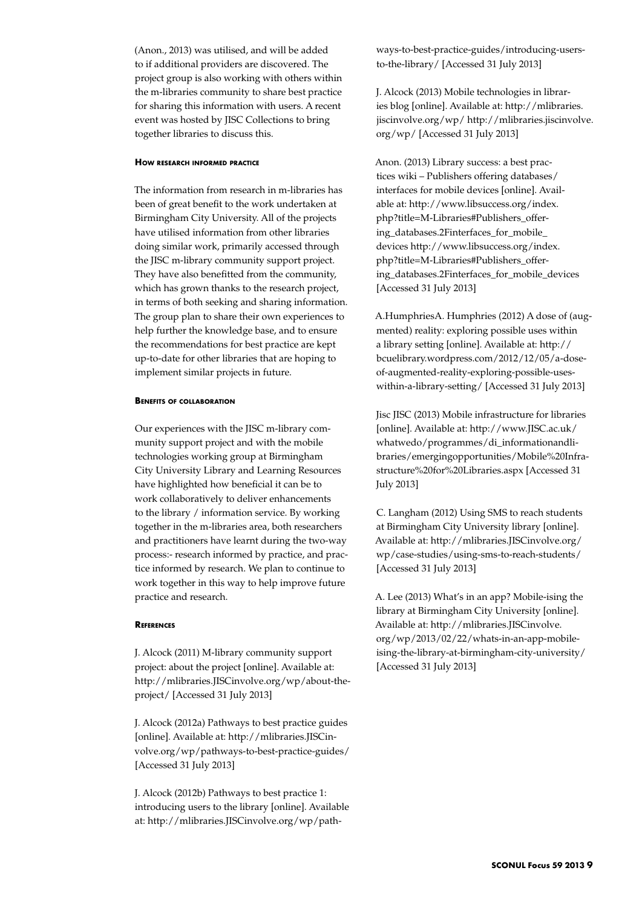(Anon., 2013) was utilised, and will be added to if additional providers are discovered. The project group is also working with others within the m-libraries community to share best practice for sharing this information with users. A recent event was hosted by JISC Collections to bring together libraries to discuss this.

#### How research informed practice

The information from research in m-libraries has been of great benefit to the work undertaken at Birmingham City University. All of the projects have utilised information from other libraries doing similar work, primarily accessed through the JISC m-library community support project. They have also benefitted from the community, which has grown thanks to the research project, in terms of both seeking and sharing information. The group plan to share their own experiences to help further the knowledge base, and to ensure the recommendations for best practice are kept up-to-date for other libraries that are hoping to implement similar projects in future.

#### Benefits of collaboration

Our experiences with the JISC m-library community support project and with the mobile technologies working group at Birmingham City University Library and Learning Resources have highlighted how beneficial it can be to work collaboratively to deliver enhancements to the library / information service. By working together in the m-libraries area, both researchers and practitioners have learnt during the two-way process:- research informed by practice, and practice informed by research. We plan to continue to work together in this way to help improve future practice and research.

#### References

J. Alcock (2011) M-library community support project: about the project [online]. Available at: http://mlibraries.JISCinvolve.org/wp/about-the-project/ [Accessed 31 July 2013]

J. Alcock (2012a) Pathways to best practice guides [online]. Available at: http://mlibraries.JISCinvolve.org/wp/pathways-to-best-practice-guides/ [Accessed 31 July 2013]

J. Alcock (2012b) Pathways to best practice 1: introducing users to the library [online]. Available at: http://mlibraries.JISCinvolve.org/wp/pathways-to-best-practice-guides/introducing-users-to-the-library/ [Accessed 31 July 2013]

J. Alcock (2013) Mobile technologies in libraries blog [online]. Available at: http://mlibraries.jiscinvolve.org/wp/ http://mlibraries.jiscinvolve.org/wp/ [Accessed 31 July 2013]

Anon. (2013) Library success: a best practices wiki – Publishers offering databases/interfaces for mobile devices [online]. Available at: http://www.libsuccess.org/index.php?title=M-Libraries#Publishers_offering_databases.2Finterfaces_for_mobile_devices http://www.libsuccess.org/index.php?title=M-Libraries#Publishers_offering_databases.2Finterfaces_for_mobile_devices [Accessed 31 July 2013]

A.HumphriesA. Humphries (2012) A dose of (augmented) reality: exploring possible uses within a library setting [online]. Available at: http://bcuelibrary.wordpress.com/2012/12/05/a-dose-of-augmented-reality-exploring-possible-uses-within-a-library-setting/ [Accessed 31 July 2013]

Jisc JISC (2013) Mobile infrastructure for libraries [online]. Available at: http://www.JISC.ac.uk/whatwedo/programmes/di_informationandlibraries/emergingopportunities/Mobile%20Infrastructure%20for%20Libraries.aspx [Accessed 31 July 2013]

C. Langham (2012) Using SMS to reach students at Birmingham City University library [online]. Available at: http://mlibraries.JISCinvolve.org/wp/case-studies/using-sms-to-reach-students/ [Accessed 31 July 2013]

A. Lee (2013) What's in an app? Mobile-ising the library at Birmingham City University [online]. Available at: http://mlibraries.JISCinvolve.org/wp/2013/02/22/whats-in-an-app-mobile-ising-the-library-at-birmingham-city-university/ [Accessed 31 July 2013]